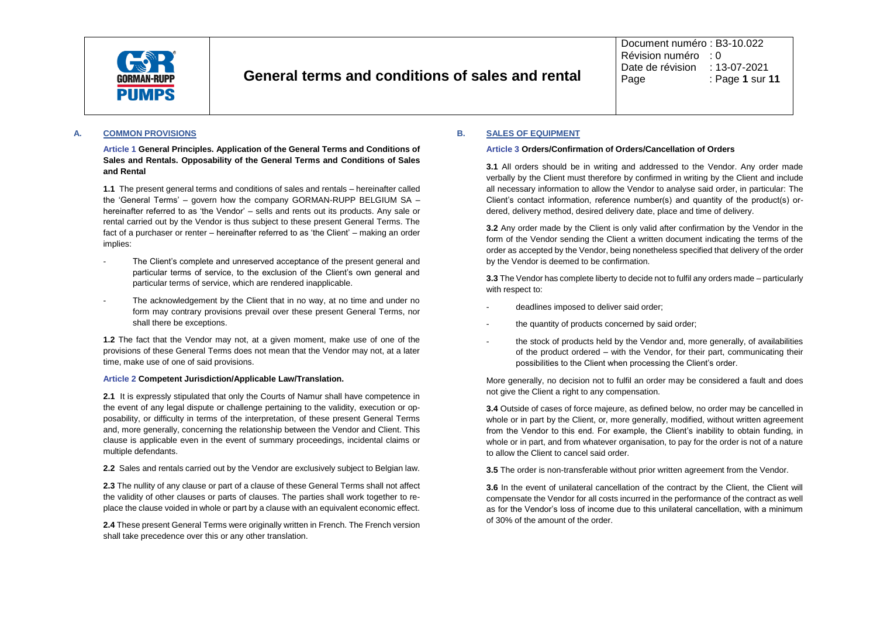# General terms and conditions of sales and rental

## A. COMMON PROVISIONS

### Article 1 General Principles. Application of the General Terms and Conditions of Sales and Rentals. Opposability of the General Terms and Conditions of Sales and Rental

**1.1** The present general terms and conditions of sales and rentals – hereinafter called the 'General Terms' – govern how the company GORMAN-RUPP BELGIUM SA – hereinafter referred to as 'the Vendor' – sells and rents out its products. Any sale or rental carried out by the Vendor is thus subject to these present General Terms. The fact of a purchaser or renter – hereinafter referred to as 'the Client' – making an order implies:

- The Client's complete and unreserved acceptance of the present general and particular terms of service, to the exclusion of the Client's own general and particular terms of service, which are rendered inapplicable.
- The acknowledgement by the Client that in no way, at no time and under no form may contrary provisions prevail over these present General Terms, nor shall there be exceptions.

**1.2** The fact that the Vendor may not, at a given moment, make use of one of the provisions of these General Terms does not mean that the Vendor may not, at a later time, make use of one of said provisions.

### Article 2 Competent Jurisdiction/Applicable Law/Translation.

**2.1** It is expressly stipulated that only the Courts of Namur shall have competence in the event of any legal dispute or challenge pertaining to the validity, execution or opposability, or difficulty in terms of the interpretation, of these present General Terms and, more generally, concerning the relationship between the Vendor and Client. This clause is applicable even in the event of summary proceedings, incidental claims or multiple defendants.

**2.2** Sales and rentals carried out by the Vendor are exclusively subject to Belgian law.

**2.3** The nullity of any clause or part of a clause of these General Terms shall not affect the validity of other clauses or parts of clauses. The parties shall work together to replace the clause voided in whole or part by a clause with an equivalent economic effect.

**2.4** These present General Terms were originally written in French. The French version shall take precedence over this or any other translation.

## B. SALES OF EQUIPMENT

### Article 3 Orders/Confirmation of Orders/Cancellation of Orders

**3.1** All orders should be in writing and addressed to the Vendor. Any order made verbally by the Client must therefore by confirmed in writing by the Client and include all necessary information to allow the Vendor to analyse said order, in particular: The Client's contact information, reference number(s) and quantity of the product(s) ordered, delivery method, desired delivery date, place and time of delivery.

**3.2** Any order made by the Client is only valid after confirmation by the Vendor in the form of the Vendor sending the Client a written document indicating the terms of the order as accepted by the Vendor, being nonetheless specified that delivery of the order by the Vendor is deemed to be confirmation.

**3.3** The Vendor has complete liberty to decide not to fulfil any orders made – particularly with respect to:

- deadlines imposed to deliver said order;
- the quantity of products concerned by said order;
- the stock of products held by the Vendor and, more generally, of availabilities of the product ordered – with the Vendor, for their part, communicating their possibilities to the Client when processing the Client's order.

More generally, no decision not to fulfil an order may be considered a fault and does not give the Client a right to any compensation.

**3.4** Outside of cases of force majeure, as defined below, no order may be cancelled in whole or in part by the Client, or, more generally, modified, without written agreement from the Vendor to this end. For example, the Client's inability to obtain funding, in whole or in part, and from whatever organisation, to pay for the order is not of a nature to allow the Client to cancel said order.

**3.5** The order is non-transferable without prior written agreement from the Vendor.

**3.6** In the event of unilateral cancellation of the contract by the Client, the Client will compensate the Vendor for all costs incurred in the performance of the contract as well as for the Vendor's loss of income due to this unilateral cancellation, with a minimum of 30% of the amount of the order.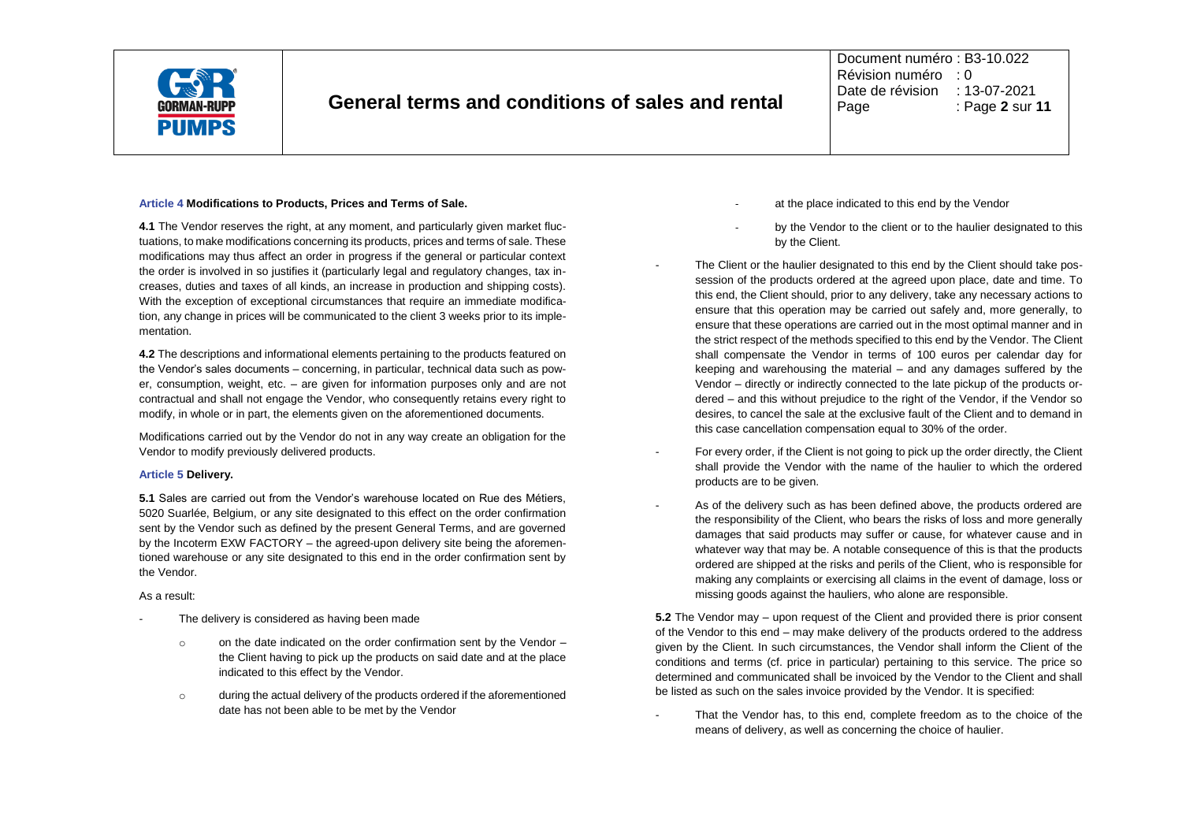**Article 4 Modifications to Products, Prices and Terms of Sale.**

**4.1** The Vendor reserves the right, at any moment, and particularly given market fluctuations, to make modifications concerning its products, prices and terms of sale. These modifications may thus affect an order in progress if the general or particular context the order is involved in so justifies it (particularly legal and regulatory changes, tax increases, duties and taxes of all kinds, an increase in production and shipping costs). With the exception of exceptional circumstances that require an immediate modification, any change in prices will be communicated to the client 3 weeks prior to its implementation.

**4.2** The descriptions and informational elements pertaining to the products featured on the Vendor's sales documents – concerning, in particular, technical data such as power, consumption, weight, etc. – are given for information purposes only and are not contractual and shall not engage the Vendor, who consequently retains every right to modify, in whole or in part, the elements given on the aforementioned documents.

Modifications carried out by the Vendor do not in any way create an obligation for the Vendor to modify previously delivered products.

**Article 5 Delivery.**

**5.1** Sales are carried out from the Vendor's warehouse located on Rue des Métiers, 5020 Suarlée, Belgium, or any site designated to this effect on the order confirmation sent by the Vendor such as defined by the present General Terms, and are governed by the Incoterm EXW FACTORY – the agreed-upon delivery site being the aforementioned warehouse or any site designated to this end in the order confirmation sent by the Vendor.

As a result:

- The delivery is considered as having been made
  - on the date indicated on the order confirmation sent by the Vendor – the Client having to pick up the products on said date and at the place indicated to this effect by the Vendor.
  - during the actual delivery of the products ordered if the aforementioned date has not been able to be met by the Vendor
    - at the place indicated to this end by the Vendor
    - by the Vendor to the client or to the haulier designated to this by the Client.
- The Client or the haulier designated to this end by the Client should take possession of the products ordered at the agreed upon place, date and time. To this end, the Client should, prior to any delivery, take any necessary actions to ensure that this operation may be carried out safely and, more generally, to ensure that these operations are carried out in the most optimal manner and in the strict respect of the methods specified to this end by the Vendor. The Client shall compensate the Vendor in terms of 100 euros per calendar day for keeping and warehousing the material – and any damages suffered by the Vendor – directly or indirectly connected to the late pickup of the products ordered – and this without prejudice to the right of the Vendor, if the Vendor so desires, to cancel the sale at the exclusive fault of the Client and to demand in this case cancellation compensation equal to 30% of the order.
- For every order, if the Client is not going to pick up the order directly, the Client shall provide the Vendor with the name of the haulier to which the ordered products are to be given.
- As of the delivery such as has been defined above, the products ordered are the responsibility of the Client, who bears the risks of loss and more generally damages that said products may suffer or cause, for whatever cause and in whatever way that may be. A notable consequence of this is that the products ordered are shipped at the risks and perils of the Client, who is responsible for making any complaints or exercising all claims in the event of damage, loss or missing goods against the hauliers, who alone are responsible.

**5.2** The Vendor may – upon request of the Client and provided there is prior consent of the Vendor to this end – may make delivery of the products ordered to the address given by the Client. In such circumstances, the Vendor shall inform the Client of the conditions and terms (cf. price in particular) pertaining to this service. The price so determined and communicated shall be invoiced by the Vendor to the Client and shall be listed as such on the sales invoice provided by the Vendor. It is specified:

- That the Vendor has, to this end, complete freedom as to the choice of the means of delivery, as well as concerning the choice of haulier.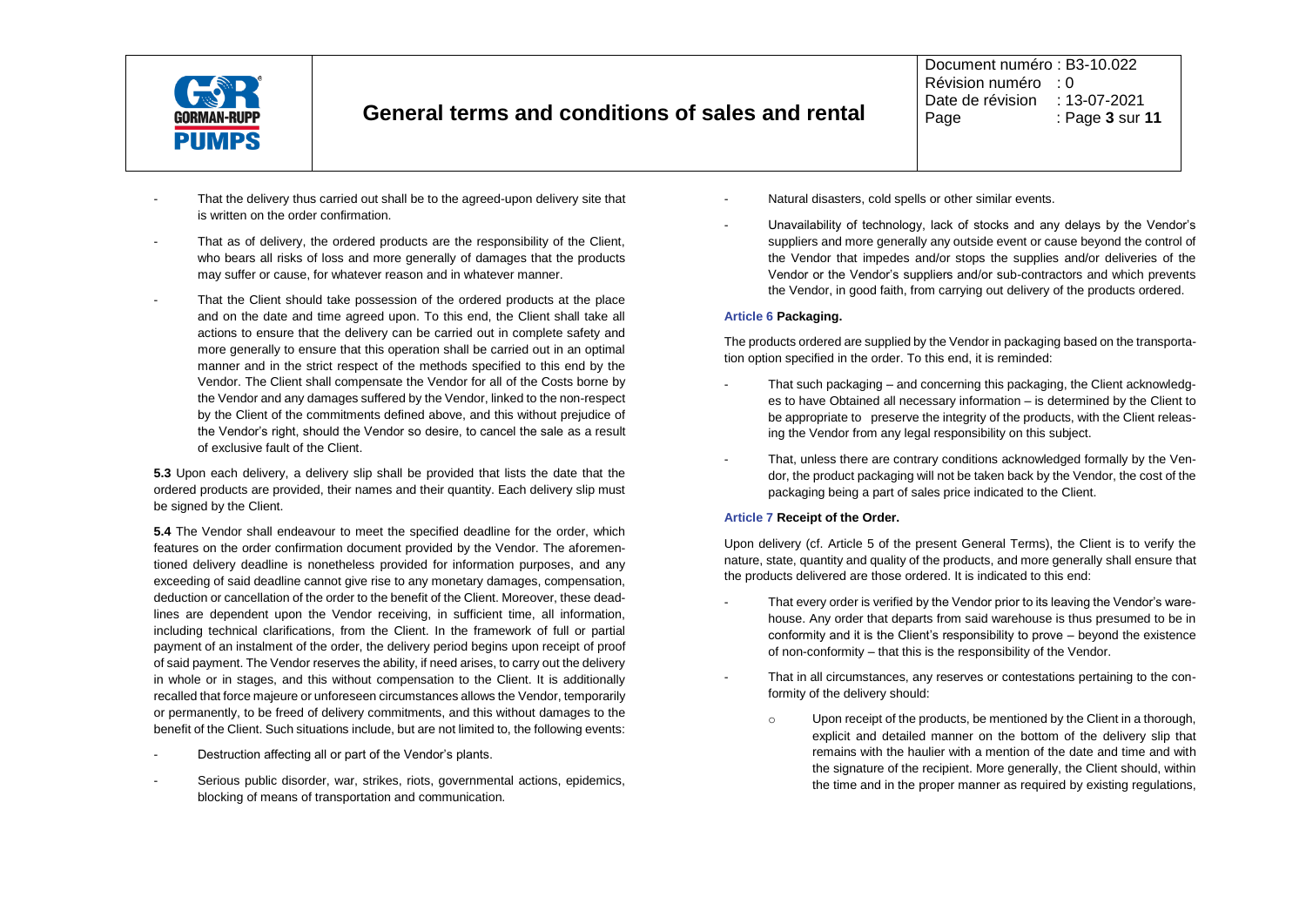- That the delivery thus carried out shall be to the agreed-upon delivery site that is written on the order confirmation.
- That as of delivery, the ordered products are the responsibility of the Client, who bears all risks of loss and more generally of damages that the products may suffer or cause, for whatever reason and in whatever manner.
- That the Client should take possession of the ordered products at the place and on the date and time agreed upon. To this end, the Client shall take all actions to ensure that the delivery can be carried out in complete safety and more generally to ensure that this operation shall be carried out in an optimal manner and in the strict respect of the methods specified to this end by the Vendor. The Client shall compensate the Vendor for all of the Costs borne by the Vendor and any damages suffered by the Vendor, linked to the non-respect by the Client of the commitments defined above, and this without prejudice of the Vendor's right, should the Vendor so desire, to cancel the sale as a result of exclusive fault of the Client.

**5.3** Upon each delivery, a delivery slip shall be provided that lists the date that the ordered products are provided, their names and their quantity. Each delivery slip must be signed by the Client.

**5.4** The Vendor shall endeavour to meet the specified deadline for the order, which features on the order confirmation document provided by the Vendor. The aforementioned delivery deadline is nonetheless provided for information purposes, and any exceeding of said deadline cannot give rise to any monetary damages, compensation, deduction or cancellation of the order to the benefit of the Client. Moreover, these deadlines are dependent upon the Vendor receiving, in sufficient time, all information, including technical clarifications, from the Client. In the framework of full or partial payment of an instalment of the order, the delivery period begins upon receipt of proof of said payment. The Vendor reserves the ability, if need arises, to carry out the delivery in whole or in stages, and this without compensation to the Client. It is additionally recalled that force majeure or unforeseen circumstances allows the Vendor, temporarily or permanently, to be freed of delivery commitments, and this without damages to the benefit of the Client. Such situations include, but are not limited to, the following events:

- Destruction affecting all or part of the Vendor's plants.
- Serious public disorder, war, strikes, riots, governmental actions, epidemics, blocking of means of transportation and communication.
- Natural disasters, cold spells or other similar events.
- Unavailability of technology, lack of stocks and any delays by the Vendor's suppliers and more generally any outside event or cause beyond the control of the Vendor that impedes and/or stops the supplies and/or deliveries of the Vendor or the Vendor's suppliers and/or sub-contractors and which prevents the Vendor, in good faith, from carrying out delivery of the products ordered.

### Article 6 Packaging.

The products ordered are supplied by the Vendor in packaging based on the transportation option specified in the order. To this end, it is reminded:

- That such packaging – and concerning this packaging, the Client acknowledges to have Obtained all necessary information – is determined by the Client to be appropriate to preserve the integrity of the products, with the Client releasing the Vendor from any legal responsibility on this subject.
- That, unless there are contrary conditions acknowledged formally by the Vendor, the product packaging will not be taken back by the Vendor, the cost of the packaging being a part of sales price indicated to the Client.

### Article 7 Receipt of the Order.

Upon delivery (cf. Article 5 of the present General Terms), the Client is to verify the nature, state, quantity and quality of the products, and more generally shall ensure that the products delivered are those ordered. It is indicated to this end:

- That every order is verified by the Vendor prior to its leaving the Vendor's warehouse. Any order that departs from said warehouse is thus presumed to be in conformity and it is the Client's responsibility to prove – beyond the existence of non-conformity – that this is the responsibility of the Vendor.
- That in all circumstances, any reserves or contestations pertaining to the conformity of the delivery should:
  - Upon receipt of the products, be mentioned by the Client in a thorough, explicit and detailed manner on the bottom of the delivery slip that remains with the haulier with a mention of the date and time and with the signature of the recipient. More generally, the Client should, within the time and in the proper manner as required by existing regulations,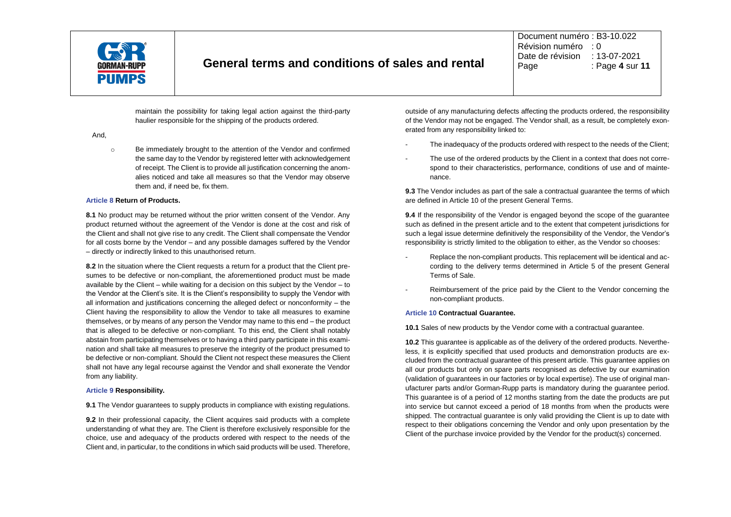maintain the possibility for taking legal action against the third-party haulier responsible for the shipping of the products ordered.

And,

- Be immediately brought to the attention of the Vendor and confirmed the same day to the Vendor by registered letter with acknowledgement of receipt. The Client is to provide all justification concerning the anomalies noticed and take all measures so that the Vendor may observe them and, if need be, fix them.

### Article 8 Return of Products.

**8.1** No product may be returned without the prior written consent of the Vendor. Any product returned without the agreement of the Vendor is done at the cost and risk of the Client and shall not give rise to any credit. The Client shall compensate the Vendor for all costs borne by the Vendor – and any possible damages suffered by the Vendor – directly or indirectly linked to this unauthorised return.

**8.2** In the situation where the Client requests a return for a product that the Client presumes to be defective or non-compliant, the aforementioned product must be made available by the Client – while waiting for a decision on this subject by the Vendor – to the Vendor at the Client's site. It is the Client's responsibility to supply the Vendor with all information and justifications concerning the alleged defect or nonconformity – the Client having the responsibility to allow the Vendor to take all measures to examine themselves, or by means of any person the Vendor may name to this end – the product that is alleged to be defective or non-compliant. To this end, the Client shall notably abstain from participating themselves or to having a third party participate in this examination and shall take all measures to preserve the integrity of the product presumed to be defective or non-compliant. Should the Client not respect these measures the Client shall not have any legal recourse against the Vendor and shall exonerate the Vendor from any liability.

### Article 9 Responsibility.

**9.1** The Vendor guarantees to supply products in compliance with existing regulations.

**9.2** In their professional capacity, the Client acquires said products with a complete understanding of what they are. The Client is therefore exclusively responsible for the choice, use and adequacy of the products ordered with respect to the needs of the Client and, in particular, to the conditions in which said products will be used. Therefore, outside of any manufacturing defects affecting the products ordered, the responsibility of the Vendor may not be engaged. The Vendor shall, as a result, be completely exonerated from any responsibility linked to:

- The inadequacy of the products ordered with respect to the needs of the Client;
- The use of the ordered products by the Client in a context that does not correspond to their characteristics, performance, conditions of use and of maintenance.

**9.3** The Vendor includes as part of the sale a contractual guarantee the terms of which are defined in Article 10 of the present General Terms.

**9.4** If the responsibility of the Vendor is engaged beyond the scope of the guarantee such as defined in the present article and to the extent that competent jurisdictions for such a legal issue determine definitively the responsibility of the Vendor, the Vendor's responsibility is strictly limited to the obligation to either, as the Vendor so chooses:

- Replace the non-compliant products. This replacement will be identical and according to the delivery terms determined in Article 5 of the present General Terms of Sale.
- Reimbursement of the price paid by the Client to the Vendor concerning the non-compliant products.

### Article 10 Contractual Guarantee.

**10.1** Sales of new products by the Vendor come with a contractual guarantee.

**10.2** This guarantee is applicable as of the delivery of the ordered products. Nevertheless, it is explicitly specified that used products and demonstration products are excluded from the contractual guarantee of this present article. This guarantee applies on all our products but only on spare parts recognised as defective by our examination (validation of guarantees in our factories or by local expertise). The use of original manufacturer parts and/or Gorman-Rupp parts is mandatory during the guarantee period. This guarantee is of a period of 12 months starting from the date the products are put into service but cannot exceed a period of 18 months from when the products were shipped. The contractual guarantee is only valid providing the Client is up to date with respect to their obligations concerning the Vendor and only upon presentation by the Client of the purchase invoice provided by the Vendor for the product(s) concerned.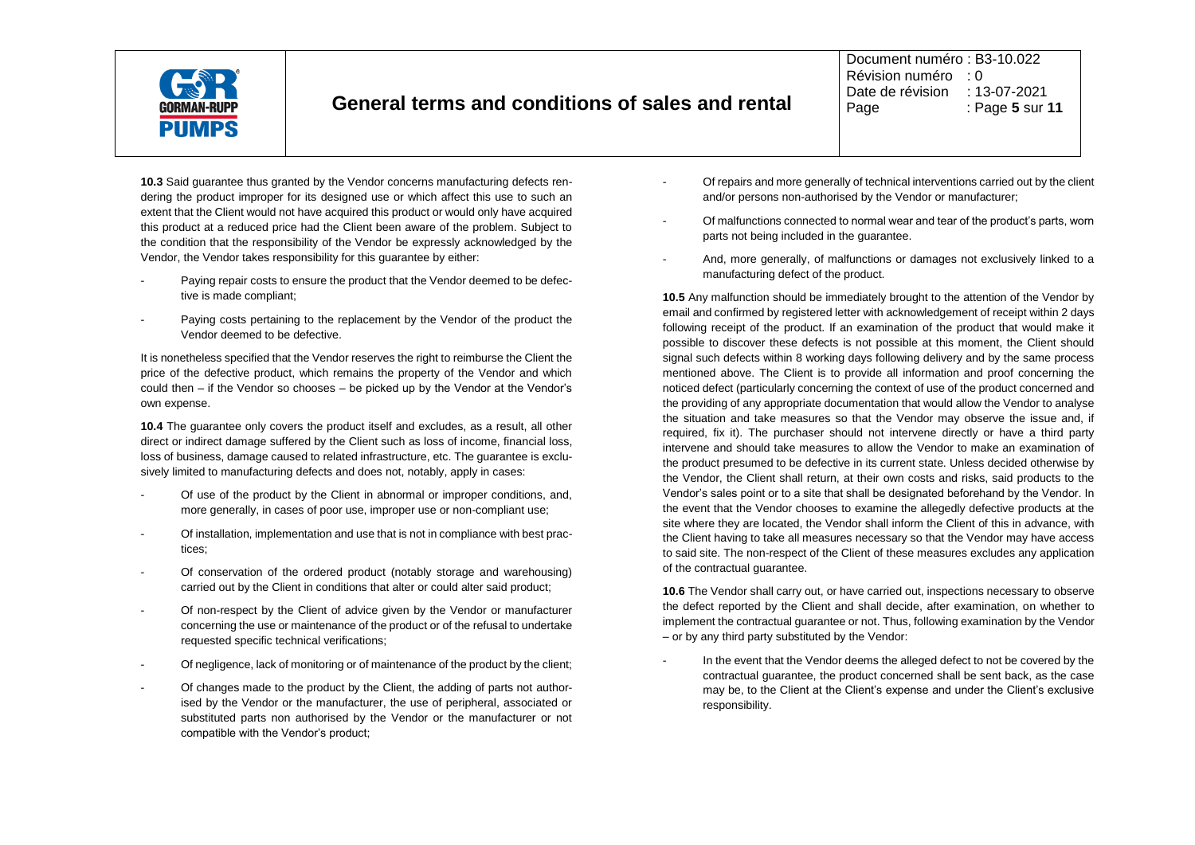**10.3** Said guarantee thus granted by the Vendor concerns manufacturing defects rendering the product improper for its designed use or which affect this use to such an extent that the Client would not have acquired this product or would only have acquired this product at a reduced price had the Client been aware of the problem. Subject to the condition that the responsibility of the Vendor be expressly acknowledged by the Vendor, the Vendor takes responsibility for this guarantee by either:

- Paying repair costs to ensure the product that the Vendor deemed to be defective is made compliant;
- Paying costs pertaining to the replacement by the Vendor of the product the Vendor deemed to be defective.

It is nonetheless specified that the Vendor reserves the right to reimburse the Client the price of the defective product, which remains the property of the Vendor and which could then – if the Vendor so chooses – be picked up by the Vendor at the Vendor's own expense.

**10.4** The guarantee only covers the product itself and excludes, as a result, all other direct or indirect damage suffered by the Client such as loss of income, financial loss, loss of business, damage caused to related infrastructure, etc. The guarantee is exclusively limited to manufacturing defects and does not, notably, apply in cases:

- Of use of the product by the Client in abnormal or improper conditions, and, more generally, in cases of poor use, improper use or non-compliant use;
- Of installation, implementation and use that is not in compliance with best practices;
- Of conservation of the ordered product (notably storage and warehousing) carried out by the Client in conditions that alter or could alter said product;
- Of non-respect by the Client of advice given by the Vendor or manufacturer concerning the use or maintenance of the product or of the refusal to undertake requested specific technical verifications;
- Of negligence, lack of monitoring or of maintenance of the product by the client;
- Of changes made to the product by the Client, the adding of parts not authorised by the Vendor or the manufacturer, the use of peripheral, associated or substituted parts non authorised by the Vendor or the manufacturer or not compatible with the Vendor's product;
- Of repairs and more generally of technical interventions carried out by the client and/or persons non-authorised by the Vendor or manufacturer;
- Of malfunctions connected to normal wear and tear of the product's parts, worn parts not being included in the guarantee.
- And, more generally, of malfunctions or damages not exclusively linked to a manufacturing defect of the product.

**10.5** Any malfunction should be immediately brought to the attention of the Vendor by email and confirmed by registered letter with acknowledgement of receipt within 2 days following receipt of the product. If an examination of the product that would make it possible to discover these defects is not possible at this moment, the Client should signal such defects within 8 working days following delivery and by the same process mentioned above. The Client is to provide all information and proof concerning the noticed defect (particularly concerning the context of use of the product concerned and the providing of any appropriate documentation that would allow the Vendor to analyse the situation and take measures so that the Vendor may observe the issue and, if required, fix it). The purchaser should not intervene directly or have a third party intervene and should take measures to allow the Vendor to make an examination of the product presumed to be defective in its current state. Unless decided otherwise by the Vendor, the Client shall return, at their own costs and risks, said products to the Vendor's sales point or to a site that shall be designated beforehand by the Vendor. In the event that the Vendor chooses to examine the allegedly defective products at the site where they are located, the Vendor shall inform the Client of this in advance, with the Client having to take all measures necessary so that the Vendor may have access to said site. The non-respect of the Client of these measures excludes any application of the contractual guarantee.

**10.6** The Vendor shall carry out, or have carried out, inspections necessary to observe the defect reported by the Client and shall decide, after examination, on whether to implement the contractual guarantee or not. Thus, following examination by the Vendor – or by any third party substituted by the Vendor:

- In the event that the Vendor deems the alleged defect to not be covered by the contractual guarantee, the product concerned shall be sent back, as the case may be, to the Client at the Client's expense and under the Client's exclusive responsibility.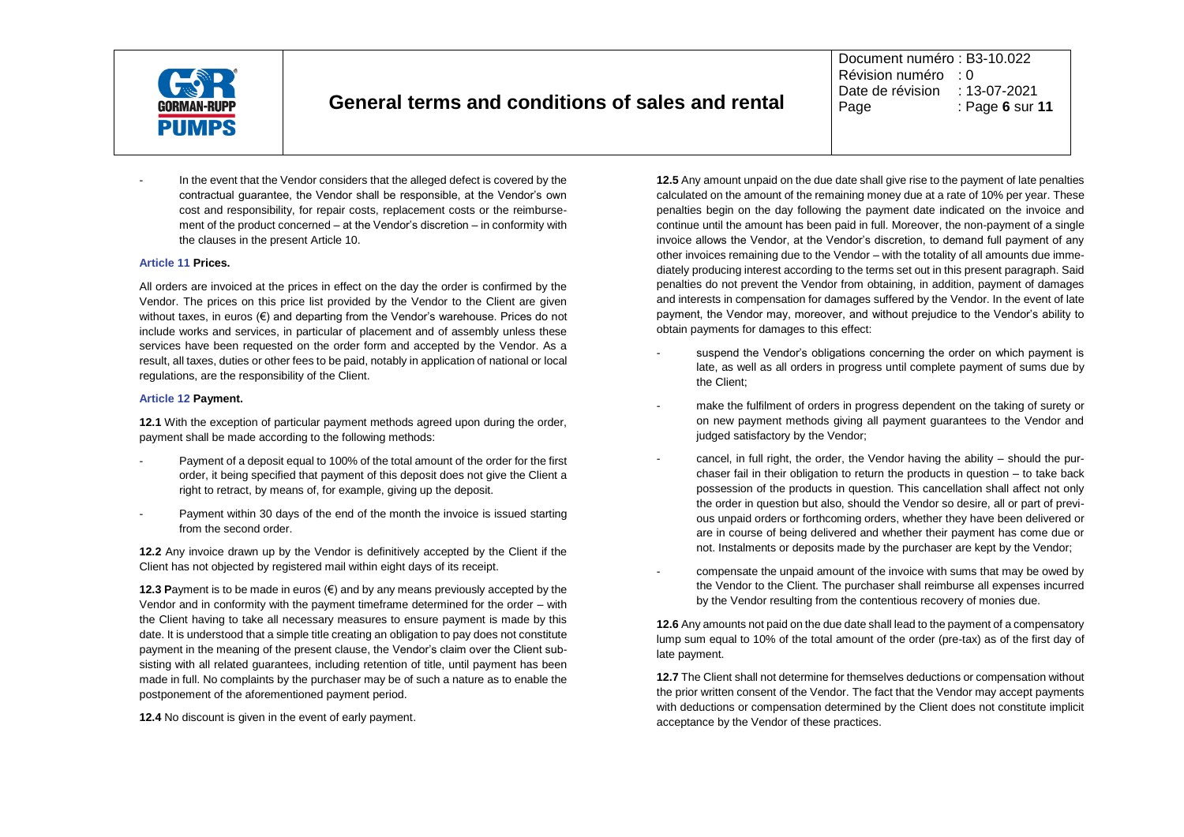- In the event that the Vendor considers that the alleged defect is covered by the contractual guarantee, the Vendor shall be responsible, at the Vendor's own cost and responsibility, for repair costs, replacement costs or the reimbursement of the product concerned – at the Vendor's discretion – in conformity with the clauses in the present Article 10.

### Article 11 Prices.

All orders are invoiced at the prices in effect on the day the order is confirmed by the Vendor. The prices on this price list provided by the Vendor to the Client are given without taxes, in euros (€) and departing from the Vendor's warehouse. Prices do not include works and services, in particular of placement and of assembly unless these services have been requested on the order form and accepted by the Vendor. As a result, all taxes, duties or other fees to be paid, notably in application of national or local regulations, are the responsibility of the Client.

### Article 12 Payment.

**12.1** With the exception of particular payment methods agreed upon during the order, payment shall be made according to the following methods:

- Payment of a deposit equal to 100% of the total amount of the order for the first order, it being specified that payment of this deposit does not give the Client a right to retract, by means of, for example, giving up the deposit.
- Payment within 30 days of the end of the month the invoice is issued starting from the second order.

**12.2** Any invoice drawn up by the Vendor is definitively accepted by the Client if the Client has not objected by registered mail within eight days of its receipt.

**12.3 P**ayment is to be made in euros (€) and by any means previously accepted by the Vendor and in conformity with the payment timeframe determined for the order – with the Client having to take all necessary measures to ensure payment is made by this date. It is understood that a simple title creating an obligation to pay does not constitute payment in the meaning of the present clause, the Vendor's claim over the Client subsisting with all related guarantees, including retention of title, until payment has been made in full. No complaints by the purchaser may be of such a nature as to enable the postponement of the aforementioned payment period.

**12.4** No discount is given in the event of early payment.

**12.5** Any amount unpaid on the due date shall give rise to the payment of late penalties calculated on the amount of the remaining money due at a rate of 10% per year. These penalties begin on the day following the payment date indicated on the invoice and continue until the amount has been paid in full. Moreover, the non-payment of a single invoice allows the Vendor, at the Vendor's discretion, to demand full payment of any other invoices remaining due to the Vendor – with the totality of all amounts due immediately producing interest according to the terms set out in this present paragraph. Said penalties do not prevent the Vendor from obtaining, in addition, payment of damages and interests in compensation for damages suffered by the Vendor. In the event of late payment, the Vendor may, moreover, and without prejudice to the Vendor's ability to obtain payments for damages to this effect:

- suspend the Vendor's obligations concerning the order on which payment is late, as well as all orders in progress until complete payment of sums due by the Client;
- make the fulfilment of orders in progress dependent on the taking of surety or on new payment methods giving all payment guarantees to the Vendor and judged satisfactory by the Vendor;
- cancel, in full right, the order, the Vendor having the ability – should the purchaser fail in their obligation to return the products in question – to take back possession of the products in question. This cancellation shall affect not only the order in question but also, should the Vendor so desire, all or part of previous unpaid orders or forthcoming orders, whether they have been delivered or are in course of being delivered and whether their payment has come due or not. Instalments or deposits made by the purchaser are kept by the Vendor;
- compensate the unpaid amount of the invoice with sums that may be owed by the Vendor to the Client. The purchaser shall reimburse all expenses incurred by the Vendor resulting from the contentious recovery of monies due.

**12.6** Any amounts not paid on the due date shall lead to the payment of a compensatory lump sum equal to 10% of the total amount of the order (pre-tax) as of the first day of late payment.

**12.7** The Client shall not determine for themselves deductions or compensation without the prior written consent of the Vendor. The fact that the Vendor may accept payments with deductions or compensation determined by the Client does not constitute implicit acceptance by the Vendor of these practices.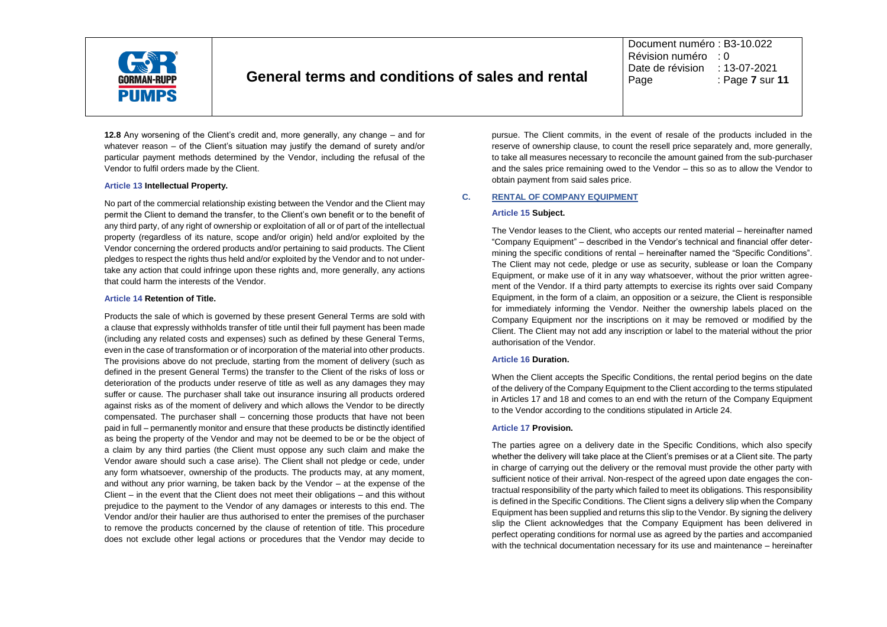**12.8** Any worsening of the Client's credit and, more generally, any change – and for whatever reason – of the Client's situation may justify the demand of surety and/or particular payment methods determined by the Vendor, including the refusal of the Vendor to fulfil orders made by the Client.

### Article 13 Intellectual Property.

No part of the commercial relationship existing between the Vendor and the Client may permit the Client to demand the transfer, to the Client's own benefit or to the benefit of any third party, of any right of ownership or exploitation of all or of part of the intellectual property (regardless of its nature, scope and/or origin) held and/or exploited by the Vendor concerning the ordered products and/or pertaining to said products. The Client pledges to respect the rights thus held and/or exploited by the Vendor and to not undertake any action that could infringe upon these rights and, more generally, any actions that could harm the interests of the Vendor.

### Article 14 Retention of Title.

Products the sale of which is governed by these present General Terms are sold with a clause that expressly withholds transfer of title until their full payment has been made (including any related costs and expenses) such as defined by these General Terms, even in the case of transformation or of incorporation of the material into other products. The provisions above do not preclude, starting from the moment of delivery (such as defined in the present General Terms) the transfer to the Client of the risks of loss or deterioration of the products under reserve of title as well as any damages they may suffer or cause. The purchaser shall take out insurance insuring all products ordered against risks as of the moment of delivery and which allows the Vendor to be directly compensated. The purchaser shall – concerning those products that have not been paid in full – permanently monitor and ensure that these products be distinctly identified as being the property of the Vendor and may not be deemed to be or be the object of a claim by any third parties (the Client must oppose any such claim and make the Vendor aware should such a case arise). The Client shall not pledge or cede, under any form whatsoever, ownership of the products. The products may, at any moment, and without any prior warning, be taken back by the Vendor – at the expense of the Client – in the event that the Client does not meet their obligations – and this without prejudice to the payment to the Vendor of any damages or interests to this end. The Vendor and/or their haulier are thus authorised to enter the premises of the purchaser to remove the products concerned by the clause of retention of title. This procedure does not exclude other legal actions or procedures that the Vendor may decide to pursue. The Client commits, in the event of resale of the products included in the reserve of ownership clause, to count the resell price separately and, more generally, to take all measures necessary to reconcile the amount gained from the sub-purchaser and the sales price remaining owed to the Vendor – this so as to allow the Vendor to obtain payment from said sales price.

## C. RENTAL OF COMPANY EQUIPMENT

### Article 15 Subject.

The Vendor leases to the Client, who accepts our rented material – hereinafter named "Company Equipment" – described in the Vendor's technical and financial offer determining the specific conditions of rental – hereinafter named the "Specific Conditions". The Client may not cede, pledge or use as security, sublease or loan the Company Equipment, or make use of it in any way whatsoever, without the prior written agreement of the Vendor. If a third party attempts to exercise its rights over said Company Equipment, in the form of a claim, an opposition or a seizure, the Client is responsible for immediately informing the Vendor. Neither the ownership labels placed on the Company Equipment nor the inscriptions on it may be removed or modified by the Client. The Client may not add any inscription or label to the material without the prior authorisation of the Vendor.

### Article 16 Duration.

When the Client accepts the Specific Conditions, the rental period begins on the date of the delivery of the Company Equipment to the Client according to the terms stipulated in Articles 17 and 18 and comes to an end with the return of the Company Equipment to the Vendor according to the conditions stipulated in Article 24.

### Article 17 Provision.

The parties agree on a delivery date in the Specific Conditions, which also specify whether the delivery will take place at the Client's premises or at a Client site. The party in charge of carrying out the delivery or the removal must provide the other party with sufficient notice of their arrival. Non-respect of the agreed upon date engages the contractual responsibility of the party which failed to meet its obligations. This responsibility is defined in the Specific Conditions. The Client signs a delivery slip when the Company Equipment has been supplied and returns this slip to the Vendor. By signing the delivery slip the Client acknowledges that the Company Equipment has been delivered in perfect operating conditions for normal use as agreed by the parties and accompanied with the technical documentation necessary for its use and maintenance – hereinafter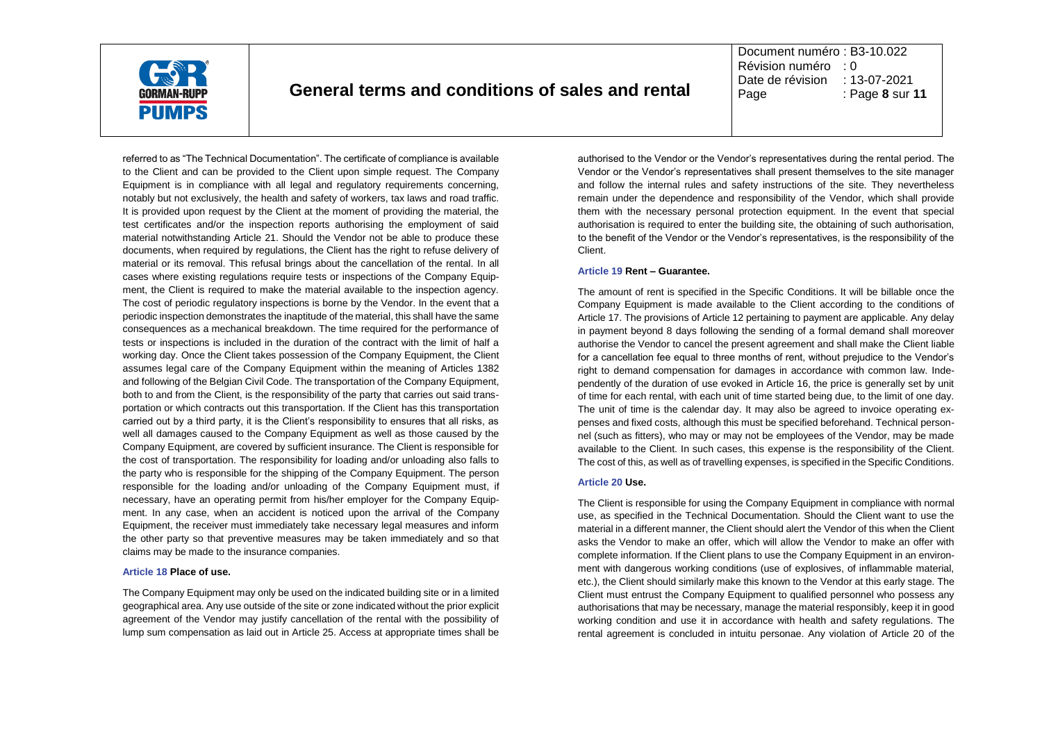referred to as "The Technical Documentation". The certificate of compliance is available to the Client and can be provided to the Client upon simple request. The Company Equipment is in compliance with all legal and regulatory requirements concerning, notably but not exclusively, the health and safety of workers, tax laws and road traffic. It is provided upon request by the Client at the moment of providing the material, the test certificates and/or the inspection reports authorising the employment of said material notwithstanding Article 21. Should the Vendor not be able to produce these documents, when required by regulations, the Client has the right to refuse delivery of material or its removal. This refusal brings about the cancellation of the rental. In all cases where existing regulations require tests or inspections of the Company Equipment, the Client is required to make the material available to the inspection agency. The cost of periodic regulatory inspections is borne by the Vendor. In the event that a periodic inspection demonstrates the inaptitude of the material, this shall have the same consequences as a mechanical breakdown. The time required for the performance of tests or inspections is included in the duration of the contract with the limit of half a working day. Once the Client takes possession of the Company Equipment, the Client assumes legal care of the Company Equipment within the meaning of Articles 1382 and following of the Belgian Civil Code. The transportation of the Company Equipment, both to and from the Client, is the responsibility of the party that carries out said transportation or which contracts out this transportation. If the Client has this transportation carried out by a third party, it is the Client's responsibility to ensures that all risks, as well all damages caused to the Company Equipment as well as those caused by the Company Equipment, are covered by sufficient insurance. The Client is responsible for the cost of transportation. The responsibility for loading and/or unloading also falls to the party who is responsible for the shipping of the Company Equipment. The person responsible for the loading and/or unloading of the Company Equipment must, if necessary, have an operating permit from his/her employer for the Company Equipment. In any case, when an accident is noticed upon the arrival of the Company Equipment, the receiver must immediately take necessary legal measures and inform the other party so that preventive measures may be taken immediately and so that claims may be made to the insurance companies.

### Article 18 Place of use.

The Company Equipment may only be used on the indicated building site or in a limited geographical area. Any use outside of the site or zone indicated without the prior explicit agreement of the Vendor may justify cancellation of the rental with the possibility of lump sum compensation as laid out in Article 25. Access at appropriate times shall be authorised to the Vendor or the Vendor's representatives during the rental period. The Vendor or the Vendor's representatives shall present themselves to the site manager and follow the internal rules and safety instructions of the site. They nevertheless remain under the dependence and responsibility of the Vendor, which shall provide them with the necessary personal protection equipment. In the event that special authorisation is required to enter the building site, the obtaining of such authorisation, to the benefit of the Vendor or the Vendor's representatives, is the responsibility of the Client.

### Article 19 Rent – Guarantee.

The amount of rent is specified in the Specific Conditions. It will be billable once the Company Equipment is made available to the Client according to the conditions of Article 17. The provisions of Article 12 pertaining to payment are applicable. Any delay in payment beyond 8 days following the sending of a formal demand shall moreover authorise the Vendor to cancel the present agreement and shall make the Client liable for a cancellation fee equal to three months of rent, without prejudice to the Vendor's right to demand compensation for damages in accordance with common law. Independently of the duration of use evoked in Article 16, the price is generally set by unit of time for each rental, with each unit of time started being due, to the limit of one day. The unit of time is the calendar day. It may also be agreed to invoice operating expenses and fixed costs, although this must be specified beforehand. Technical personnel (such as fitters), who may or may not be employees of the Vendor, may be made available to the Client. In such cases, this expense is the responsibility of the Client. The cost of this, as well as of travelling expenses, is specified in the Specific Conditions.

### Article 20 Use.

The Client is responsible for using the Company Equipment in compliance with normal use, as specified in the Technical Documentation. Should the Client want to use the material in a different manner, the Client should alert the Vendor of this when the Client asks the Vendor to make an offer, which will allow the Vendor to make an offer with complete information. If the Client plans to use the Company Equipment in an environment with dangerous working conditions (use of explosives, of inflammable material, etc.), the Client should similarly make this known to the Vendor at this early stage. The Client must entrust the Company Equipment to qualified personnel who possess any authorisations that may be necessary, manage the material responsibly, keep it in good working condition and use it in accordance with health and safety regulations. The rental agreement is concluded in intuitu personae. Any violation of Article 20 of the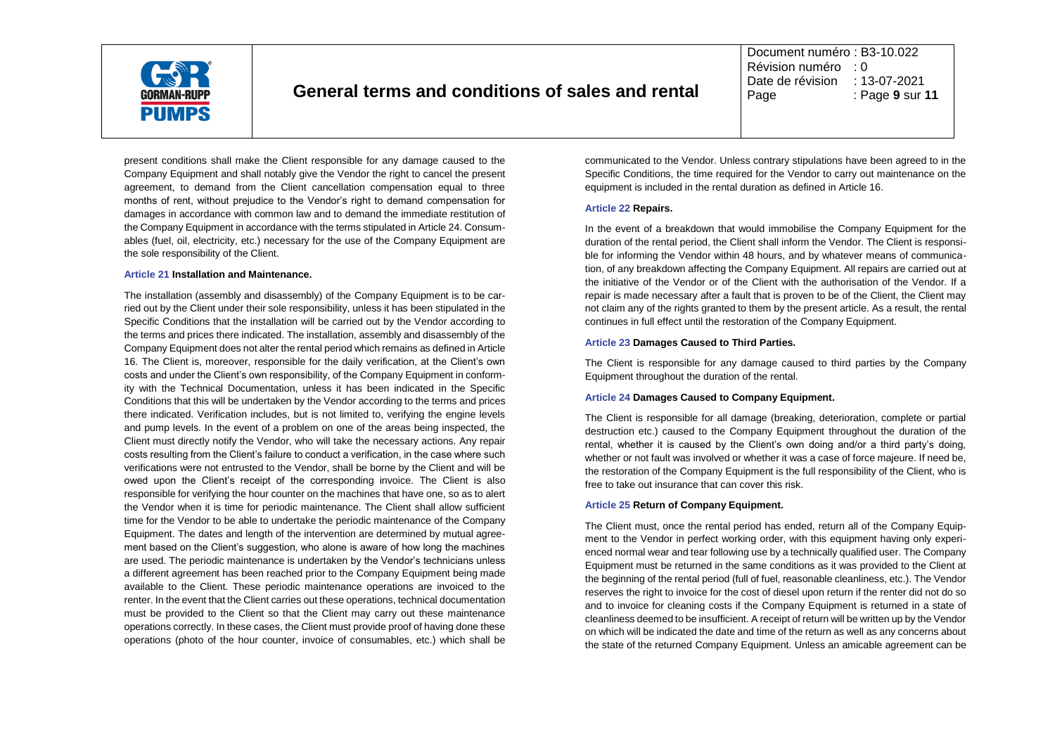present conditions shall make the Client responsible for any damage caused to the Company Equipment and shall notably give the Vendor the right to cancel the present agreement, to demand from the Client cancellation compensation equal to three months of rent, without prejudice to the Vendor's right to demand compensation for damages in accordance with common law and to demand the immediate restitution of the Company Equipment in accordance with the terms stipulated in Article 24. Consumables (fuel, oil, electricity, etc.) necessary for the use of the Company Equipment are the sole responsibility of the Client.

### Article 21 Installation and Maintenance.

The installation (assembly and disassembly) of the Company Equipment is to be carried out by the Client under their sole responsibility, unless it has been stipulated in the Specific Conditions that the installation will be carried out by the Vendor according to the terms and prices there indicated. The installation, assembly and disassembly of the Company Equipment does not alter the rental period which remains as defined in Article 16. The Client is, moreover, responsible for the daily verification, at the Client's own costs and under the Client's own responsibility, of the Company Equipment in conformity with the Technical Documentation, unless it has been indicated in the Specific Conditions that this will be undertaken by the Vendor according to the terms and prices there indicated. Verification includes, but is not limited to, verifying the engine levels and pump levels. In the event of a problem on one of the areas being inspected, the Client must directly notify the Vendor, who will take the necessary actions. Any repair costs resulting from the Client's failure to conduct a verification, in the case where such verifications were not entrusted to the Vendor, shall be borne by the Client and will be owed upon the Client's receipt of the corresponding invoice. The Client is also responsible for verifying the hour counter on the machines that have one, so as to alert the Vendor when it is time for periodic maintenance. The Client shall allow sufficient time for the Vendor to be able to undertake the periodic maintenance of the Company Equipment. The dates and length of the intervention are determined by mutual agreement based on the Client's suggestion, who alone is aware of how long the machines are used. The periodic maintenance is undertaken by the Vendor's technicians unless a different agreement has been reached prior to the Company Equipment being made available to the Client. These periodic maintenance operations are invoiced to the renter. In the event that the Client carries out these operations, technical documentation must be provided to the Client so that the Client may carry out these maintenance operations correctly. In these cases, the Client must provide proof of having done these operations (photo of the hour counter, invoice of consumables, etc.) which shall be communicated to the Vendor. Unless contrary stipulations have been agreed to in the Specific Conditions, the time required for the Vendor to carry out maintenance on the equipment is included in the rental duration as defined in Article 16.

### Article 22 Repairs.

In the event of a breakdown that would immobilise the Company Equipment for the duration of the rental period, the Client shall inform the Vendor. The Client is responsible for informing the Vendor within 48 hours, and by whatever means of communication, of any breakdown affecting the Company Equipment. All repairs are carried out at the initiative of the Vendor or of the Client with the authorisation of the Vendor. If a repair is made necessary after a fault that is proven to be of the Client, the Client may not claim any of the rights granted to them by the present article. As a result, the rental continues in full effect until the restoration of the Company Equipment.

### Article 23 Damages Caused to Third Parties.

The Client is responsible for any damage caused to third parties by the Company Equipment throughout the duration of the rental.

### Article 24 Damages Caused to Company Equipment.

The Client is responsible for all damage (breaking, deterioration, complete or partial destruction etc.) caused to the Company Equipment throughout the duration of the rental, whether it is caused by the Client's own doing and/or a third party's doing, whether or not fault was involved or whether it was a case of force majeure. If need be, the restoration of the Company Equipment is the full responsibility of the Client, who is free to take out insurance that can cover this risk.

### Article 25 Return of Company Equipment.

The Client must, once the rental period has ended, return all of the Company Equipment to the Vendor in perfect working order, with this equipment having only experienced normal wear and tear following use by a technically qualified user. The Company Equipment must be returned in the same conditions as it was provided to the Client at the beginning of the rental period (full of fuel, reasonable cleanliness, etc.). The Vendor reserves the right to invoice for the cost of diesel upon return if the renter did not do so and to invoice for cleaning costs if the Company Equipment is returned in a state of cleanliness deemed to be insufficient. A receipt of return will be written up by the Vendor on which will be indicated the date and time of the return as well as any concerns about the state of the returned Company Equipment. Unless an amicable agreement can be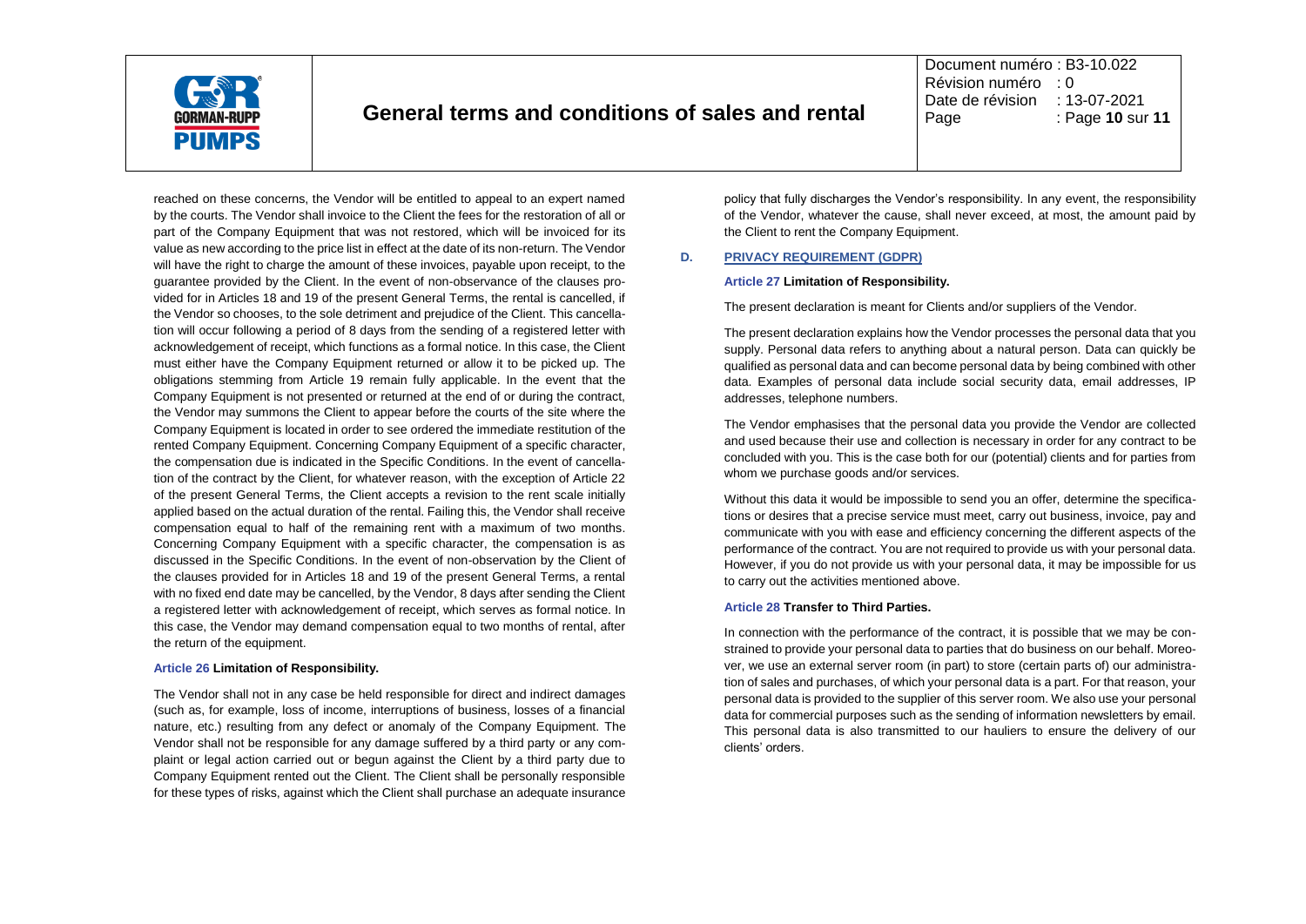reached on these concerns, the Vendor will be entitled to appeal to an expert named by the courts. The Vendor shall invoice to the Client the fees for the restoration of all or part of the Company Equipment that was not restored, which will be invoiced for its value as new according to the price list in effect at the date of its non-return. The Vendor will have the right to charge the amount of these invoices, payable upon receipt, to the guarantee provided by the Client. In the event of non-observance of the clauses provided for in Articles 18 and 19 of the present General Terms, the rental is cancelled, if the Vendor so chooses, to the sole detriment and prejudice of the Client. This cancellation will occur following a period of 8 days from the sending of a registered letter with acknowledgement of receipt, which functions as a formal notice. In this case, the Client must either have the Company Equipment returned or allow it to be picked up. The obligations stemming from Article 19 remain fully applicable. In the event that the Company Equipment is not presented or returned at the end of or during the contract, the Vendor may summons the Client to appear before the courts of the site where the Company Equipment is located in order to see ordered the immediate restitution of the rented Company Equipment. Concerning Company Equipment of a specific character, the compensation due is indicated in the Specific Conditions. In the event of cancellation of the contract by the Client, for whatever reason, with the exception of Article 22 of the present General Terms, the Client accepts a revision to the rent scale initially applied based on the actual duration of the rental. Failing this, the Vendor shall receive compensation equal to half of the remaining rent with a maximum of two months. Concerning Company Equipment with a specific character, the compensation is as discussed in the Specific Conditions. In the event of non-observation by the Client of the clauses provided for in Articles 18 and 19 of the present General Terms, a rental with no fixed end date may be cancelled, by the Vendor, 8 days after sending the Client a registered letter with acknowledgement of receipt, which serves as formal notice. In this case, the Vendor may demand compensation equal to two months of rental, after the return of the equipment.

#### Article 26 Limitation of Responsibility.

The Vendor shall not in any case be held responsible for direct and indirect damages (such as, for example, loss of income, interruptions of business, losses of a financial nature, etc.) resulting from any defect or anomaly of the Company Equipment. The Vendor shall not be responsible for any damage suffered by a third party or any complaint or legal action carried out or begun against the Client by a third party due to Company Equipment rented out the Client. The Client shall be personally responsible for these types of risks, against which the Client shall purchase an adequate insurance policy that fully discharges the Vendor's responsibility. In any event, the responsibility of the Vendor, whatever the cause, shall never exceed, at most, the amount paid by the Client to rent the Company Equipment.

### D. PRIVACY REQUIREMENT (GDPR)

#### Article 27 Limitation of Responsibility.

The present declaration is meant for Clients and/or suppliers of the Vendor.

The present declaration explains how the Vendor processes the personal data that you supply. Personal data refers to anything about a natural person. Data can quickly be qualified as personal data and can become personal data by being combined with other data. Examples of personal data include social security data, email addresses, IP addresses, telephone numbers.

The Vendor emphasises that the personal data you provide the Vendor are collected and used because their use and collection is necessary in order for any contract to be concluded with you. This is the case both for our (potential) clients and for parties from whom we purchase goods and/or services.

Without this data it would be impossible to send you an offer, determine the specifications or desires that a precise service must meet, carry out business, invoice, pay and communicate with you with ease and efficiency concerning the different aspects of the performance of the contract. You are not required to provide us with your personal data. However, if you do not provide us with your personal data, it may be impossible for us to carry out the activities mentioned above.

#### Article 28 Transfer to Third Parties.

In connection with the performance of the contract, it is possible that we may be constrained to provide your personal data to parties that do business on our behalf. Moreover, we use an external server room (in part) to store (certain parts of) our administration of sales and purchases, of which your personal data is a part. For that reason, your personal data is provided to the supplier of this server room. We also use your personal data for commercial purposes such as the sending of information newsletters by email. This personal data is also transmitted to our hauliers to ensure the delivery of our clients' orders.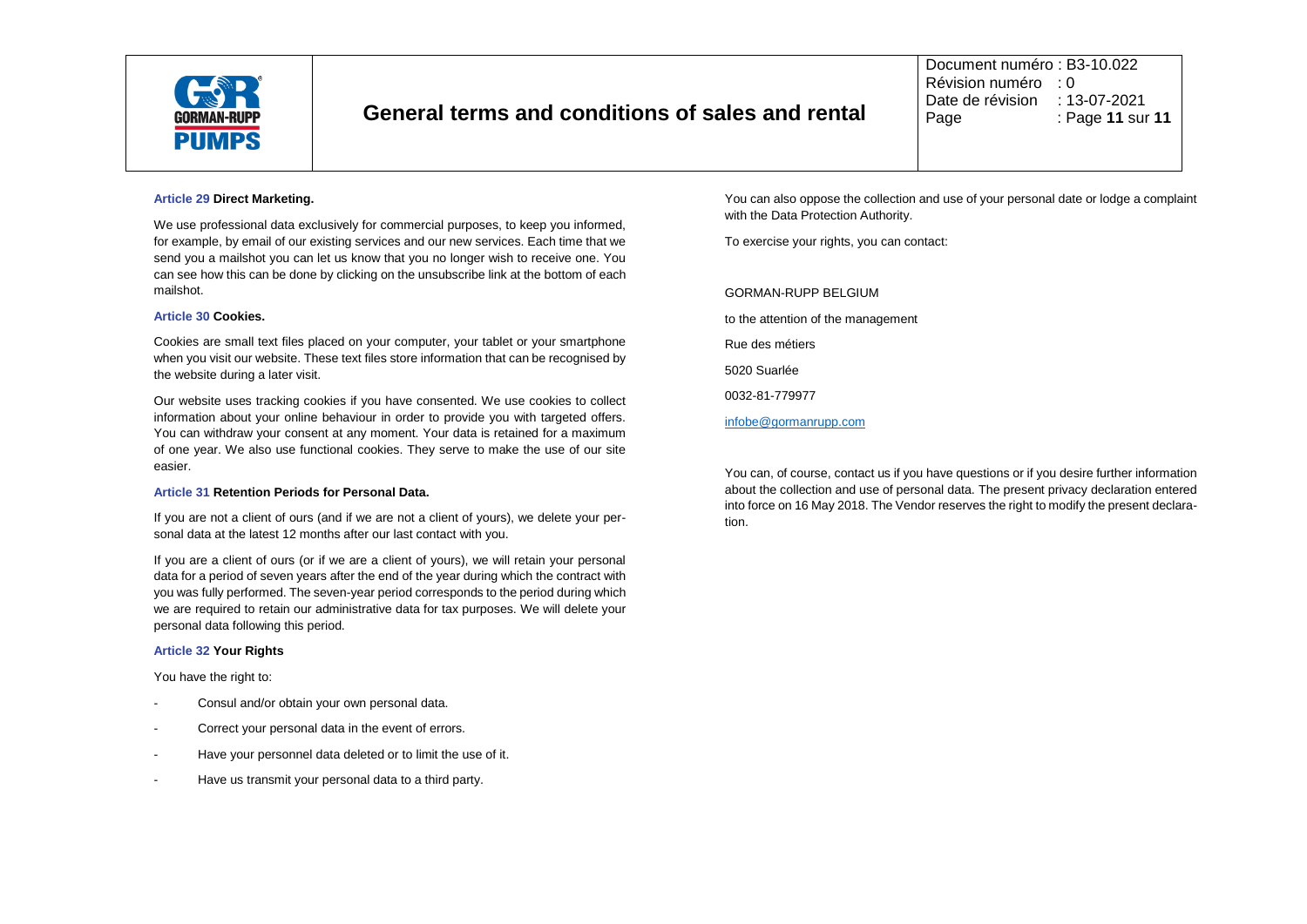**Article 29 Direct Marketing.**

We use professional data exclusively for commercial purposes, to keep you informed, for example, by email of our existing services and our new services. Each time that we send you a mailshot you can let us know that you no longer wish to receive one. You can see how this can be done by clicking on the unsubscribe link at the bottom of each mailshot.

**Article 30 Cookies.**

Cookies are small text files placed on your computer, your tablet or your smartphone when you visit our website. These text files store information that can be recognised by the website during a later visit.

Our website uses tracking cookies if you have consented. We use cookies to collect information about your online behaviour in order to provide you with targeted offers. You can withdraw your consent at any moment. Your data is retained for a maximum of one year. We also use functional cookies. They serve to make the use of our site easier.

**Article 31 Retention Periods for Personal Data.**

If you are not a client of ours (and if we are not a client of yours), we delete your personal data at the latest 12 months after our last contact with you.

If you are a client of ours (or if we are a client of yours), we will retain your personal data for a period of seven years after the end of the year during which the contract with you was fully performed. The seven-year period corresponds to the period during which we are required to retain our administrative data for tax purposes. We will delete your personal data following this period.

**Article 32 Your Rights**

You have the right to:

- Consul and/or obtain your own personal data.
- Correct your personal data in the event of errors.
- Have your personnel data deleted or to limit the use of it.
- Have us transmit your personal data to a third party.

You can also oppose the collection and use of your personal date or lodge a complaint with the Data Protection Authority.

To exercise your rights, you can contact:

GORMAN-RUPP BELGIUM

to the attention of the management

Rue des métiers

5020 Suarlée

0032-81-779977

infobe@gormanrupp.com

You can, of course, contact us if you have questions or if you desire further information about the collection and use of personal data. The present privacy declaration entered into force on 16 May 2018. The Vendor reserves the right to modify the present declaration.